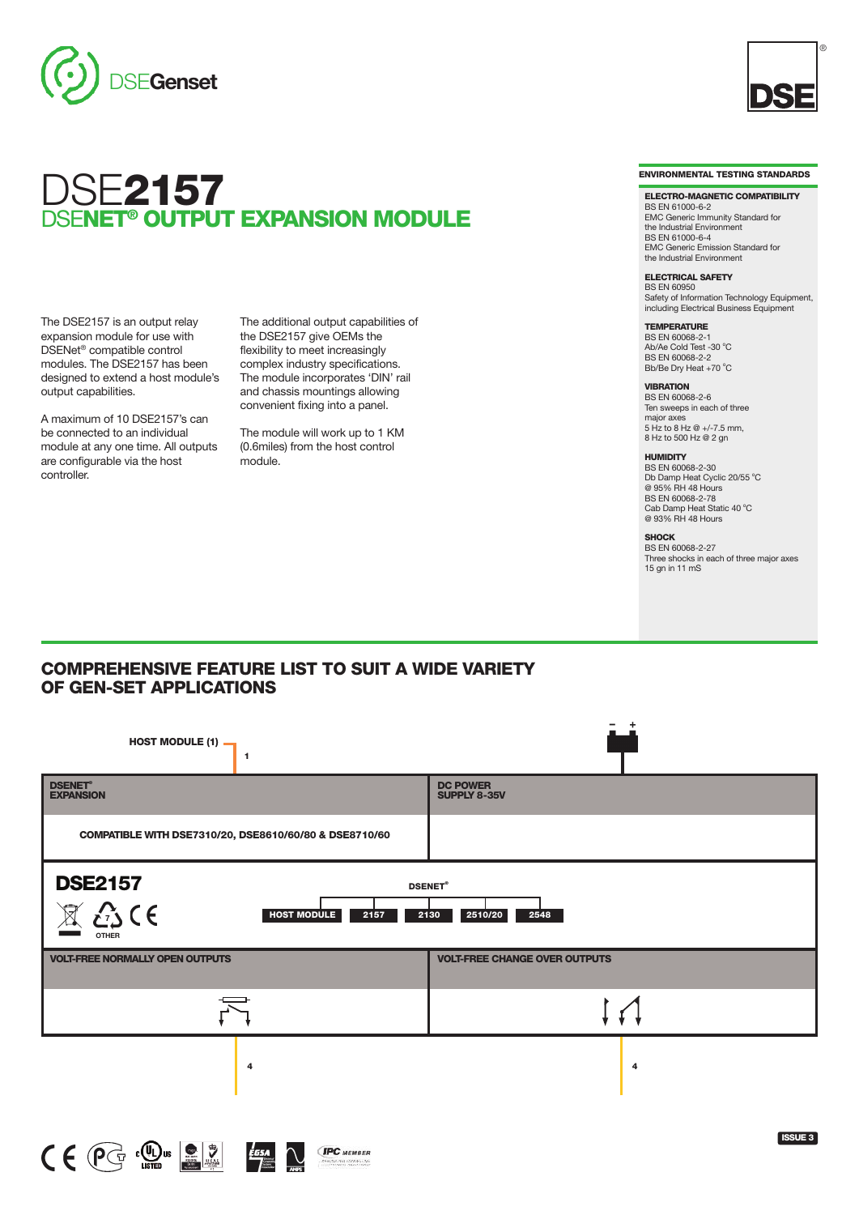# DSE2157

## DSENET® OUTPUT EXPANSION MODULE

The DSE2157 is an output relay expansion module for use with DSENet® compatible control modules. The DSE2157 has been designed to extend a host module's output capabilities.

A maximum of 10 DSE2157's can be connected to an individual module at any one time. All outputs are configurable via the host controller.

The additional output capabilities of the DSE2157 give OEMs the flexibility to meet increasingly complex industry specifications. The module incorporates 'DIN' rail and chassis mountings allowing convenient fixing into a panel.

The module will work up to 1 KM (0.6miles) from the host control module.

### ENVIRONMENTAL TESTING STANDARDS

**ELECTRO-MAGNETIC COMPATIBILITY**
BS EN 61000-6-2
EMC Generic Immunity Standard for the Industrial Environment
BS EN 61000-6-4
EMC Generic Emission Standard for the Industrial Environment

**ELECTRICAL SAFETY**
BS EN 60950
Safety of Information Technology Equipment, including Electrical Business Equipment

**TEMPERATURE**
BS EN 60068-2-1
Ab/Ae Cold Test -30 °C
BS EN 60068-2-2
Bb/Be Dry Heat +70 °C

**VIBRATION**
BS EN 60068-2-6
Ten sweeps in each of three major axes
5 Hz to 8 Hz @ +/-7.5 mm,
8 Hz to 500 Hz @ 2 gn

**HUMIDITY**
BS EN 60068-2-30
Db Damp Heat Cyclic 20/55 °C @ 95% RH 48 Hours
BS EN 60068-2-78
Cab Damp Heat Static 40 °C @ 93% RH 48 Hours

**SHOCK**
BS EN 60068-2-27
Three shocks in each of three major axes
15 gn in 11 mS

## COMPREHENSIVE FEATURE LIST TO SUIT A WIDE VARIETY OF GEN-SET APPLICATIONS

HOST MODULE (1) — 1

| DSENET® EXPANSION | DC POWER SUPPLY 8-35V |
|---|---|
| COMPATIBLE WITH DSE7310/20, DSE8610/60/80 & DSE8710/60 | |

**DSE2157**

OTHER

DSENET®: HOST MODULE — 2157 — 2130 — 2510/20 — 2548

| VOLT-FREE NORMALLY OPEN OUTPUTS | VOLT-FREE CHANGE OVER OUTPUTS |
|---|---|
| 4 | 4 |

ISSUE 3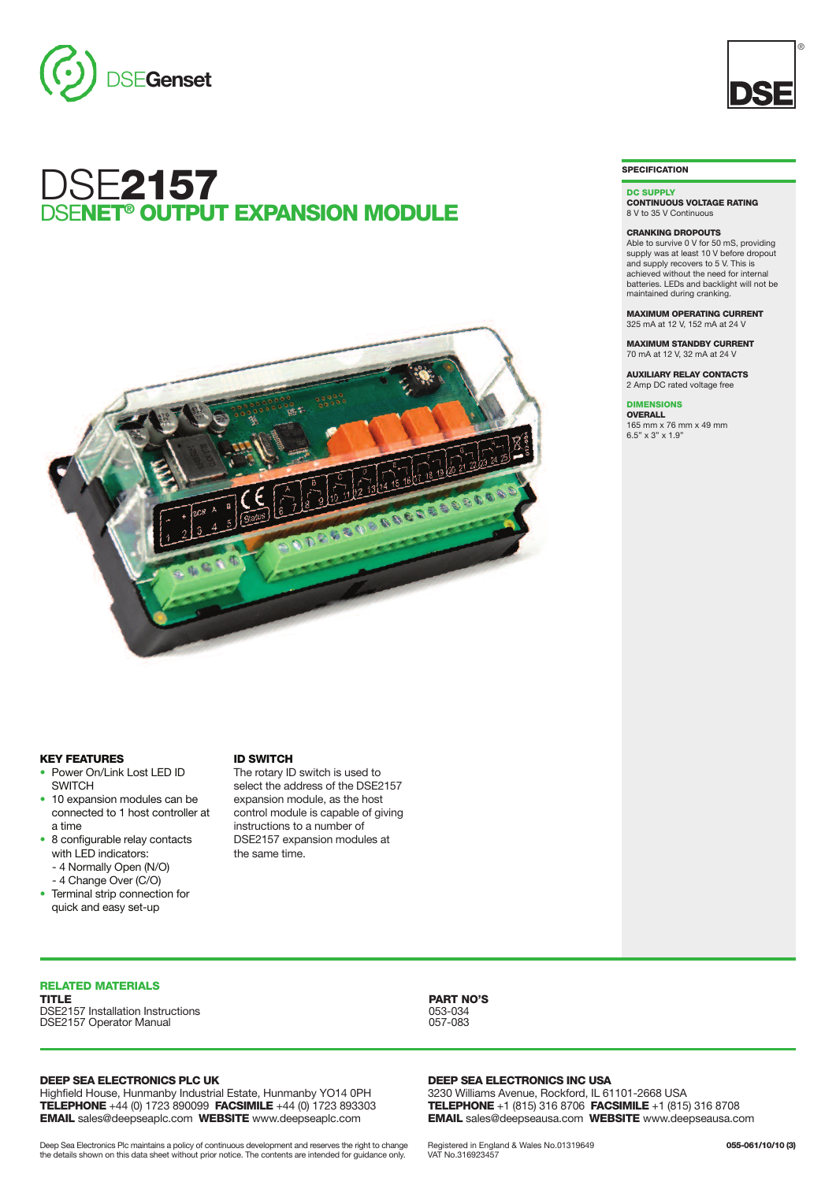DSEGenset

DSE

# DSE2157

## DSENET® OUTPUT EXPANSION MODULE

### KEY FEATURES

- Power On/Link Lost LED ID SWITCH
- 10 expansion modules can be connected to 1 host controller at a time
- 8 configurable relay contacts with LED indicators:
  - 4 Normally Open (N/O)
  - 4 Change Over (C/O)
- Terminal strip connection for quick and easy set-up

### ID SWITCH

The rotary ID switch is used to select the address of the DSE2157 expansion module, as the host control module is capable of giving instructions to a number of DSE2157 expansion modules at the same time.

### SPECIFICATION

**DC SUPPLY**

**CONTINUOUS VOLTAGE RATING**
8 V to 35 V Continuous

**CRANKING DROPOUTS**
Able to survive 0 V for 50 mS, providing supply was at least 10 V before dropout and supply recovers to 5 V. This is achieved without the need for internal batteries. LEDs and backlight will not be maintained during cranking.

**MAXIMUM OPERATING CURRENT**
325 mA at 12 V, 152 mA at 24 V

**MAXIMUM STANDBY CURRENT**
70 mA at 12 V, 32 mA at 24 V

**AUXILIARY RELAY CONTACTS**
2 Amp DC rated voltage free

**DIMENSIONS**

**OVERALL**
165 mm x 76 mm x 49 mm
6.5" x 3" x 1.9"

### RELATED MATERIALS

| TITLE | PART NO'S |
|---|---|
| DSE2157 Installation Instructions | 053-034 |
| DSE2157 Operator Manual | 057-083 |

**DEEP SEA ELECTRONICS PLC UK**
Highfield House, Hunmanby Industrial Estate, Hunmanby YO14 0PH
**TELEPHONE** +44 (0) 1723 890099 **FACSIMILE** +44 (0) 1723 893303
**EMAIL** sales@deepseaplc.com **WEBSITE** www.deepseaplc.com

**DEEP SEA ELECTRONICS INC USA**
3230 Williams Avenue, Rockford, IL 61101-2668 USA
**TELEPHONE** +1 (815) 316 8706 **FACSIMILE** +1 (815) 316 8708
**EMAIL** sales@deepseausa.com **WEBSITE** www.deepseausa.com

Deep Sea Electronics Plc maintains a policy of continuous development and reserves the right to change the details shown on this data sheet without prior notice. The contents are intended for guidance only.

Registered in England & Wales No.01319649
VAT No.316923457

**055-061/10/10 (3)**